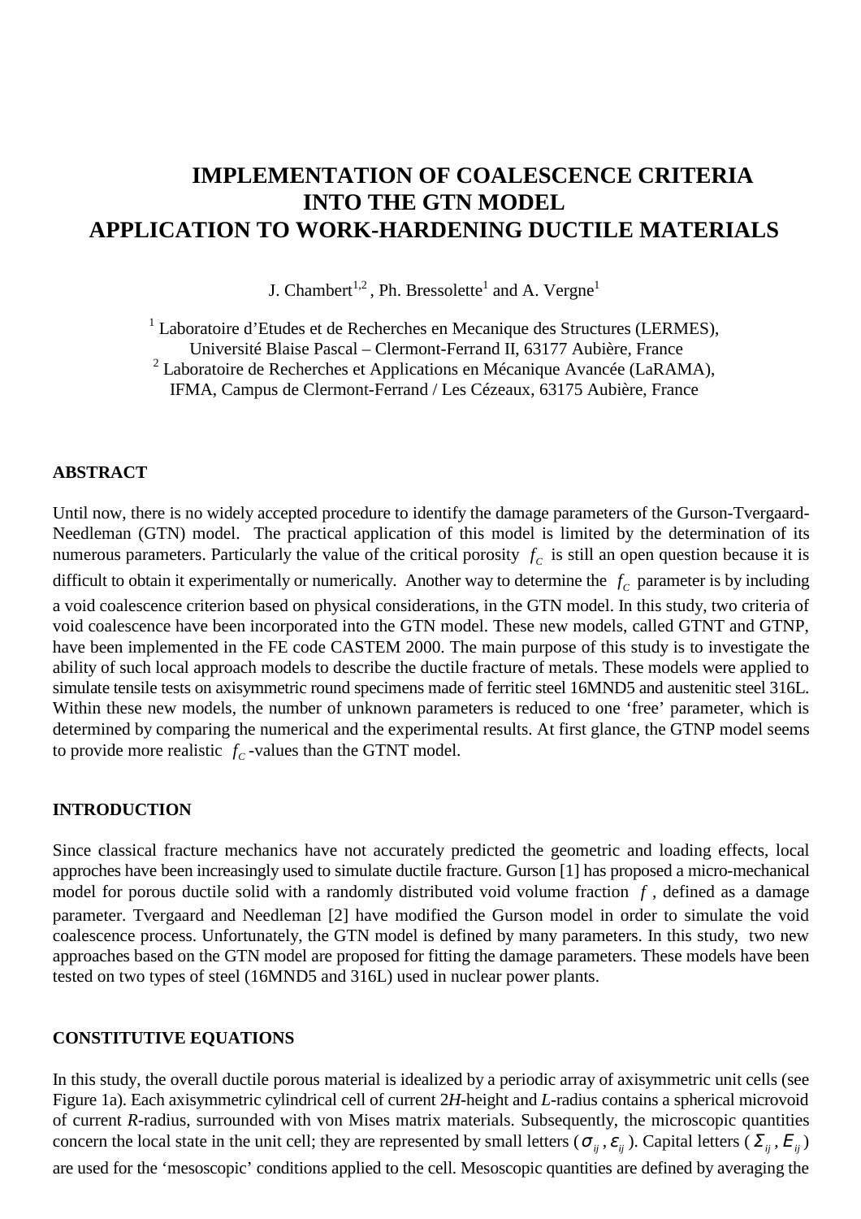# IMPLEMENTATION OF COALESCENCE CRITERIA INTO THE GTN MODEL APPLICATION TO WORK-HARDENING DUCTILE MATERIALS

J. Chambert[1,2], Ph. Bressolette[1] and A. Vergne[1]

[1] Laboratoire d'Etudes et de Recherches en Mecanique des Structures (LERMES), Université Blaise Pascal – Clermont-Ferrand II, 63177 Aubière, France
[2] Laboratoire de Recherches et Applications en Mécanique Avancée (LaRAMA), IFMA, Campus de Clermont-Ferrand / Les Cézeaux, 63175 Aubière, France

## ABSTRACT

Until now, there is no widely accepted procedure to identify the damage parameters of the Gurson-Tvergaard-Needleman (GTN) model. The practical application of this model is limited by the determination of its numerous parameters. Particularly the value of the critical porosity $f_C$ is still an open question because it is difficult to obtain it experimentally or numerically. Another way to determine the $f_C$ parameter is by including a void coalescence criterion based on physical considerations, in the GTN model. In this study, two criteria of void coalescence have been incorporated into the GTN model. These new models, called GTNT and GTNP, have been implemented in the FE code CASTEM 2000. The main purpose of this study is to investigate the ability of such local approach models to describe the ductile fracture of metals. These models were applied to simulate tensile tests on axisymmetric round specimens made of ferritic steel 16MND5 and austenitic steel 316L. Within these new models, the number of unknown parameters is reduced to one 'free' parameter, which is determined by comparing the numerical and the experimental results. At first glance, the GTNP model seems to provide more realistic $f_C$-values than the GTNT model.

## INTRODUCTION

Since classical fracture mechanics have not accurately predicted the geometric and loading effects, local approches have been increasingly used to simulate ductile fracture. Gurson [1] has proposed a micro-mechanical model for porous ductile solid with a randomly distributed void volume fraction $f$, defined as a damage parameter. Tvergaard and Needleman [2] have modified the Gurson model in order to simulate the void coalescence process. Unfortunately, the GTN model is defined by many parameters. In this study, two new approaches based on the GTN model are proposed for fitting the damage parameters. These models have been tested on two types of steel (16MND5 and 316L) used in nuclear power plants.

## CONSTITUTIVE EQUATIONS

In this study, the overall ductile porous material is idealized by a periodic array of axisymmetric unit cells (see Figure 1a). Each axisymmetric cylindrical cell of current 2*H*-height and *L*-radius contains a spherical microvoid of current *R*-radius, surrounded with von Mises matrix materials. Subsequently, the microscopic quantities concern the local state in the unit cell; they are represented by small letters ($\sigma_{ij}$, $\varepsilon_{ij}$). Capital letters ($\Sigma_{ij}$, $E_{ij}$) are used for the 'mesoscopic' conditions applied to the cell. Mesoscopic quantities are defined by averaging the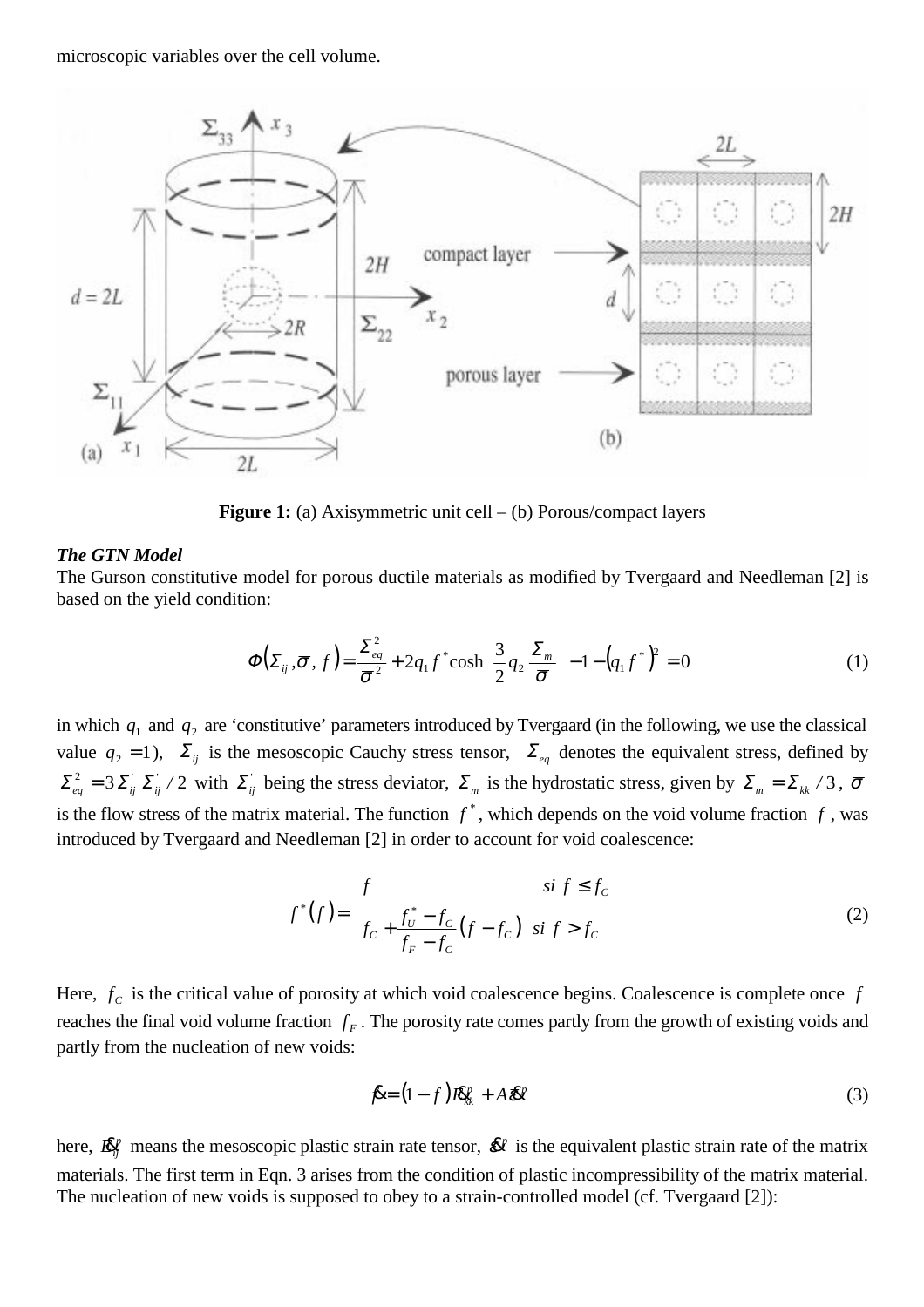microscopic variables over the cell volume.

**Figure 1:** (a) Axisymmetric unit cell – (b) Porous/compact layers

***The GTN Model***

The Gurson constitutive model for porous ductile materials as modified by Tvergaard and Needleman [2] is based on the yield condition:

$$\Phi\left(\Sigma_{ij}, \bar{\sigma}, f\right) = \frac{\Sigma_{eq}^2}{\bar{\sigma}^2} + 2 q_1 f^* \cosh\left(\frac{3}{2} q_2 \frac{\Sigma_m}{\bar{\sigma}}\right) - 1 - \left(q_1 f^*\right)^2 = 0 \tag{1}$$

in which $q_1$ and $q_2$ are 'constitutive' parameters introduced by Tvergaard (in the following, we use the classical value $q_2 = 1$), $\Sigma_{ij}$ is the mesoscopic Cauchy stress tensor, $\Sigma_{eq}$ denotes the equivalent stress, defined by $\Sigma_{eq}^2 = 3\Sigma_{ij}^{'}\Sigma_{ij}^{'}/2$ with $\Sigma_{ij}^{'}$ being the stress deviator, $\Sigma_m$ is the hydrostatic stress, given by $\Sigma_m = \Sigma_{kk}/3$, $\bar{\sigma}$ is the flow stress of the matrix material. The function $f^*$, which depends on the void volume fraction $f$, was introduced by Tvergaard and Needleman [2] in order to account for void coalescence:

$$f^*(f) = \begin{cases} f & si \ f \le f_C \\ f_C + \dfrac{f_U^* - f_C}{f_F - f_C}\left(f - f_C\right) & si \ f > f_C \end{cases} \tag{2}$$

Here, $f_C$ is the critical value of porosity at which void coalescence begins. Coalescence is complete once $f$ reaches the final void volume fraction $f_F$. The porosity rate comes partly from the growth of existing voids and partly from the nucleation of new voids:

$$\dot{f} = (1 - f)\dot{E}_{kk}^p + A\dot{\bar{\varepsilon}}^p \tag{3}$$

here, $\dot{E}_{ij}^p$ means the mesoscopic plastic strain rate tensor, $\dot{\bar{\varepsilon}}^p$ is the equivalent plastic strain rate of the matrix materials. The first term in Eqn. 3 arises from the condition of plastic incompressibility of the matrix material. The nucleation of new voids is supposed to obey to a strain-controlled model (cf. Tvergaard [2]):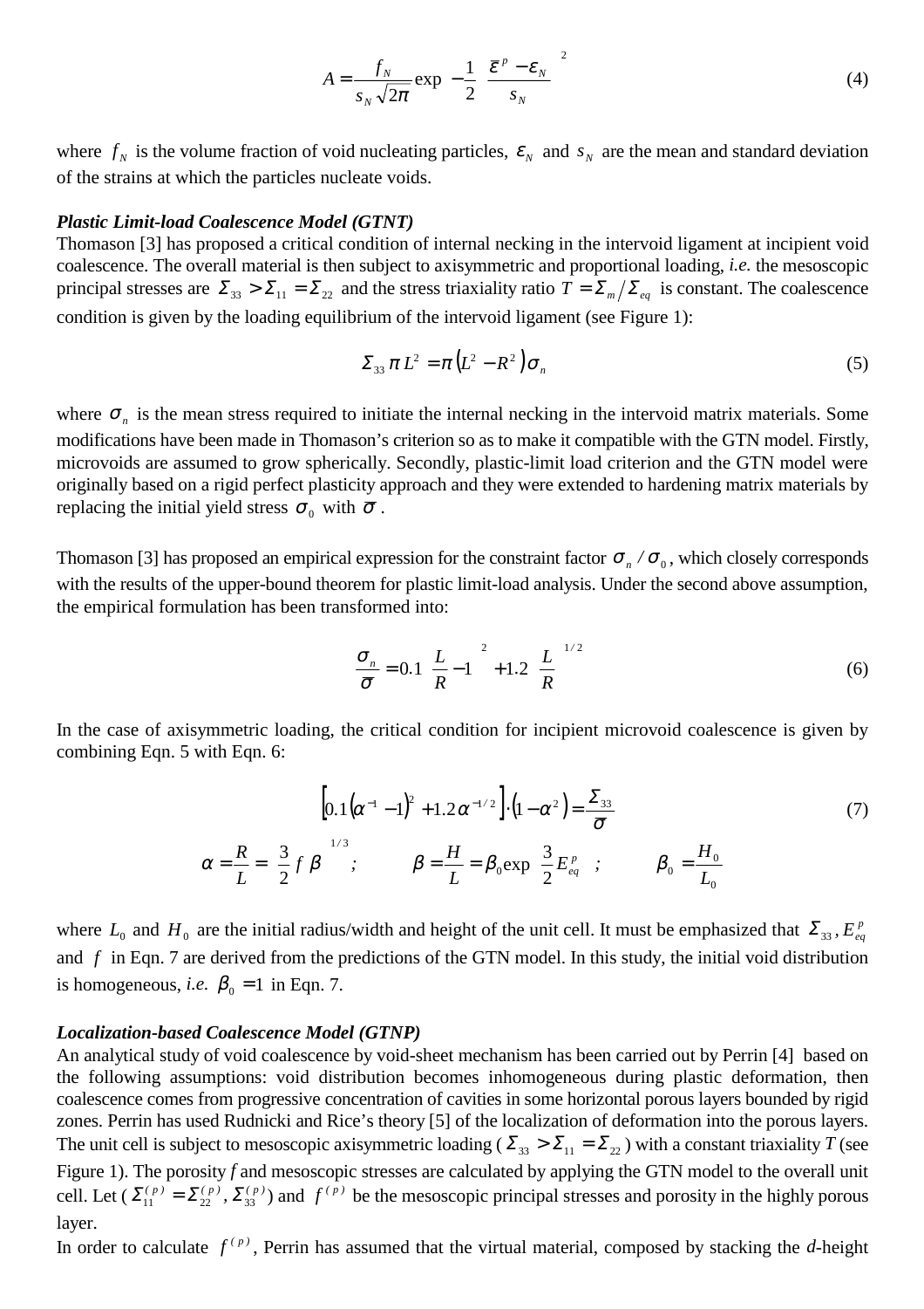$$A = \frac{f_N}{s_N \sqrt{2\pi}} \exp\left[-\frac{1}{2}\left(\frac{\bar{\varepsilon}^p - \varepsilon_N}{s_N}\right)^2\right] \tag{4}$$

where $f_N$ is the volume fraction of void nucleating particles, $\varepsilon_N$ and $s_N$ are the mean and standard deviation of the strains at which the particles nucleate voids.

***Plastic Limit-load Coalescence Model (GTNT)***

Thomason [3] has proposed a critical condition of internal necking in the intervoid ligament at incipient void coalescence. The overall material is then subject to axisymmetric and proportional loading, *i.e.* the mesoscopic principal stresses are $\Sigma_{33} > \Sigma_{11} = \Sigma_{22}$ and the stress triaxiality ratio $T = \Sigma_m / \Sigma_{eq}$ is constant. The coalescence condition is given by the loading equilibrium of the intervoid ligament (see Figure 1):

$$\Sigma_{33} \pi L^2 = \pi \left(L^2 - R^2\right) \sigma_n \tag{5}$$

where $\sigma_n$ is the mean stress required to initiate the internal necking in the intervoid matrix materials. Some modifications have been made in Thomason's criterion so as to make it compatible with the GTN model. Firstly, microvoids are assumed to grow spherically. Secondly, plastic-limit load criterion and the GTN model were originally based on a rigid perfect plasticity approach and they were extended to hardening matrix materials by replacing the initial yield stress $\sigma_0$ with $\bar{\sigma}$.

Thomason [3] has proposed an empirical expression for the constraint factor $\sigma_n / \sigma_0$, which closely corresponds with the results of the upper-bound theorem for plastic limit-load analysis. Under the second above assumption, the empirical formulation has been transformed into:

$$\frac{\sigma_n}{\bar{\sigma}} = 0.1 \left(\frac{L}{R} - 1\right)^2 + 1.2 \left(\frac{L}{R}\right)^{1/2} \tag{6}$$

In the case of axisymmetric loading, the critical condition for incipient microvoid coalescence is given by combining Eqn. 5 with Eqn. 6:

$$\left[0.1\left(\alpha^{-1} - 1\right)^2 + 1.2\,\alpha^{-1/2}\right] \cdot \left(1 - \alpha^2\right) = \frac{\Sigma_{33}}{\bar{\sigma}} \tag{7}$$

$$\alpha = \frac{R}{L} = \left(\frac{3}{2} f \beta\right)^{1/3}; \qquad \beta = \frac{H}{L} = \beta_0 \exp\left(\frac{3}{2} E_{eq}^p\right); \qquad \beta_0 = \frac{H_0}{L_0}$$

where $L_0$ and $H_0$ are the initial radius/width and height of the unit cell. It must be emphasized that $\Sigma_{33}$, $E_{eq}^p$ and $f$ in Eqn. 7 are derived from the predictions of the GTN model. In this study, the initial void distribution is homogeneous, *i.e.* $\beta_0 = 1$ in Eqn. 7.

***Localization-based Coalescence Model (GTNP)***

An analytical study of void coalescence by void-sheet mechanism has been carried out by Perrin [4] based on the following assumptions: void distribution becomes inhomogeneous during plastic deformation, then coalescence comes from progressive concentration of cavities in some horizontal porous layers bounded by rigid zones. Perrin has used Rudnicki and Rice's theory [5] of the localization of deformation into the porous layers. The unit cell is subject to mesoscopic axisymmetric loading ($\Sigma_{33} > \Sigma_{11} = \Sigma_{22}$) with a constant triaxiality $T$ (see Figure 1). The porosity $f$ and mesoscopic stresses are calculated by applying the GTN model to the overall unit cell. Let ($\Sigma_{11}^{(p)} = \Sigma_{22}^{(p)}$, $\Sigma_{33}^{(p)}$) and $f^{(p)}$ be the mesoscopic principal stresses and porosity in the highly porous layer.

In order to calculate $f^{(p)}$, Perrin has assumed that the virtual material, composed by stacking the $d$-height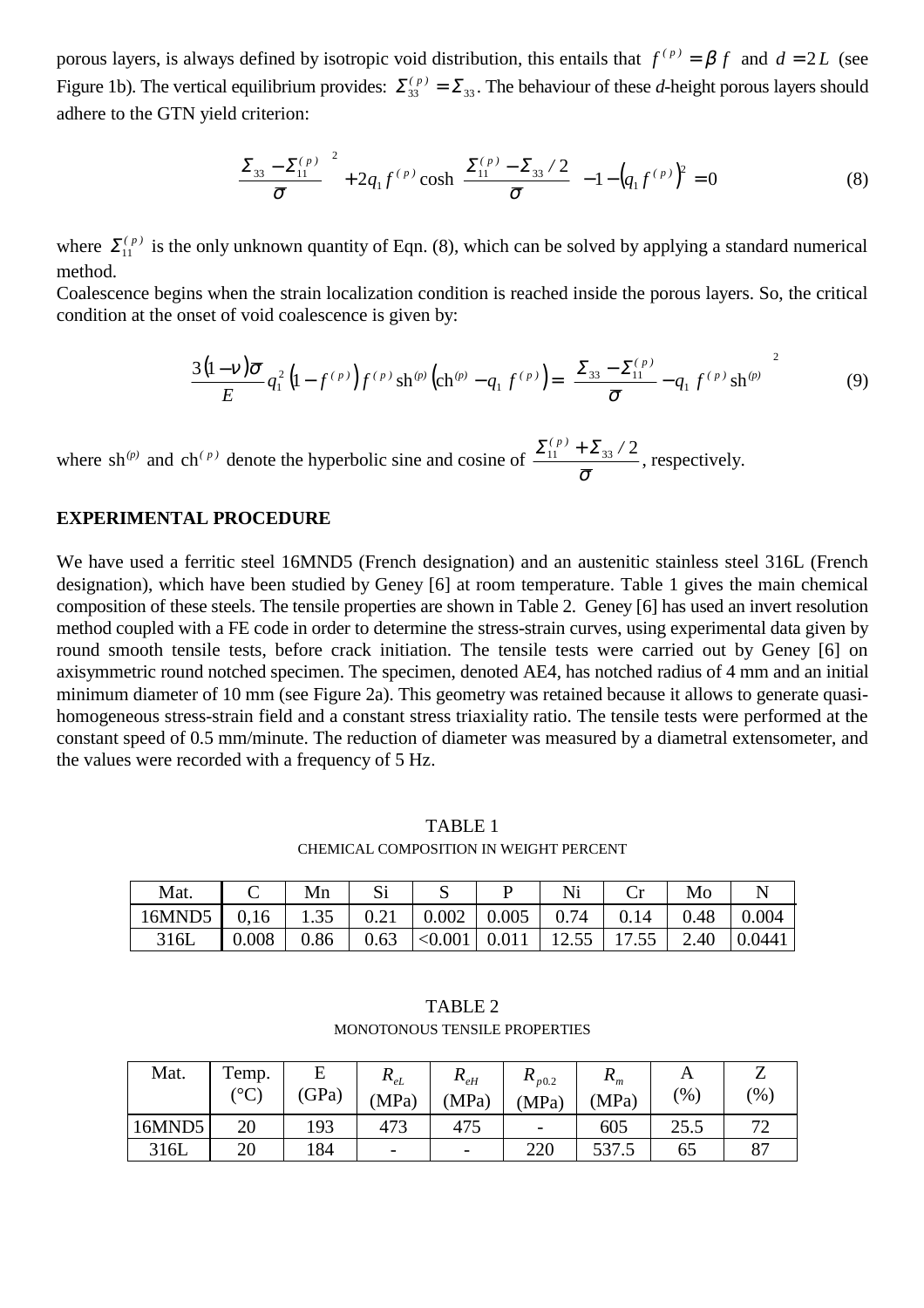porous layers, is always defined by isotropic void distribution, this entails that $f^{(p)} = \beta f$ and $d = 2L$ (see Figure 1b). The vertical equilibrium provides: $\Sigma_{33}^{(p)} = \Sigma_{33}$. The behaviour of these *d*-height porous layers should adhere to the GTN yield criterion:

$$\left(\frac{\Sigma_{33} - \Sigma_{11}^{(p)}}{\bar{\sigma}}\right)^2 + 2q_1 f^{(p)} \cosh\left(\frac{\Sigma_{11}^{(p)} - \Sigma_{33}/2}{\bar{\sigma}}\right) - 1 - \left(q_1 f^{(p)}\right)^2 = 0 \tag{8}$$

where $\Sigma_{11}^{(p)}$ is the only unknown quantity of Eqn. (8), which can be solved by applying a standard numerical method.

Coalescence begins when the strain localization condition is reached inside the porous layers. So, the critical condition at the onset of void coalescence is given by:

$$\frac{3(1-\nu)\bar{\sigma}}{E} q_1^2 \left(1 - f^{(p)}\right) f^{(p)} \,\mathrm{sh}^{(p)} \left(\mathrm{ch}^{(p)} - q_1 f^{(p)}\right) = \left(\frac{\Sigma_{33} - \Sigma_{11}^{(p)}}{\bar{\sigma}} - q_1 f^{(p)} \,\mathrm{sh}^{(p)}\right)^2 \tag{9}$$

where $\mathrm{sh}^{(p)}$ and $\mathrm{ch}^{(p)}$ denote the hyperbolic sine and cosine of $\dfrac{\Sigma_{11}^{(p)} + \Sigma_{33}/2}{\bar{\sigma}}$, respectively.

## EXPERIMENTAL PROCEDURE

We have used a ferritic steel 16MND5 (French designation) and an austenitic stainless steel 316L (French designation), which have been studied by Geney [6] at room temperature. Table 1 gives the main chemical composition of these steels. The tensile properties are shown in Table 2. Geney [6] has used an invert resolution method coupled with a FE code in order to determine the stress-strain curves, using experimental data given by round smooth tensile tests, before crack initiation. The tensile tests were carried out by Geney [6] on axisymmetric round notched specimen. The specimen, denoted AE4, has notched radius of 4 mm and an initial minimum diameter of 10 mm (see Figure 2a). This geometry was retained because it allows to generate quasi-homogeneous stress-strain field and a constant stress triaxiality ratio. The tensile tests were performed at the constant speed of 0.5 mm/minute. The reduction of diameter was measured by a diametral extensometer, and the values were recorded with a frequency of 5 Hz.

TABLE 1
CHEMICAL COMPOSITION IN WEIGHT PERCENT

| Mat. | C | Mn | Si | S | P | Ni | Cr | Mo | N |
|---|---|---|---|---|---|---|---|---|---|
| 16MND5 | 0,16 | 1.35 | 0.21 | 0.002 | 0.005 | 0.74 | 0.14 | 0.48 | 0.004 |
| 316L | 0.008 | 0.86 | 0.63 | <0.001 | 0.011 | 12.55 | 17.55 | 2.40 | 0.0441 |

TABLE 2
MONOTONOUS TENSILE PROPERTIES

| Mat. | Temp. (°C) | E (GPa) | $R_{eL}$ (MPa) | $R_{eH}$ (MPa) | $R_{p0.2}$ (MPa) | $R_m$ (MPa) | A (%) | Z (%) |
|---|---|---|---|---|---|---|---|---|
| 16MND5 | 20 | 193 | 473 | 475 | - | 605 | 25.5 | 72 |
| 316L | 20 | 184 | - | - | 220 | 537.5 | 65 | 87 |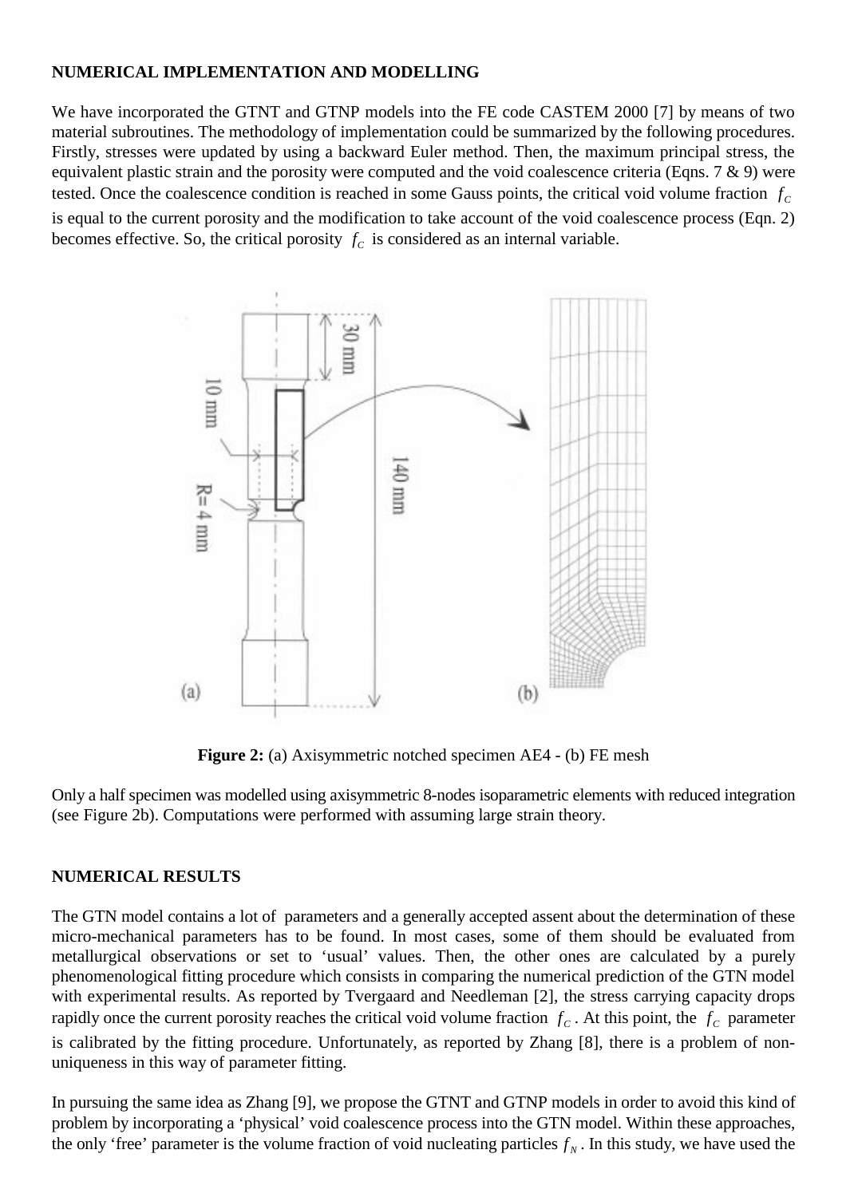## NUMERICAL IMPLEMENTATION AND MODELLING

We have incorporated the GTNT and GTNP models into the FE code CASTEM 2000 [7] by means of two material subroutines. The methodology of implementation could be summarized by the following procedures. Firstly, stresses were updated by using a backward Euler method. Then, the maximum principal stress, the equivalent plastic strain and the porosity were computed and the void coalescence criteria (Eqns. 7 & 9) were tested. Once the coalescence condition is reached in some Gauss points, the critical void volume fraction $f_C$ is equal to the current porosity and the modification to take account of the void coalescence process (Eqn. 2) becomes effective. So, the critical porosity $f_C$ is considered as an internal variable.

**Figure 2:** (a) Axisymmetric notched specimen AE4 - (b) FE mesh

Only a half specimen was modelled using axisymmetric 8-nodes isoparametric elements with reduced integration (see Figure 2b). Computations were performed with assuming large strain theory.

## NUMERICAL RESULTS

The GTN model contains a lot of parameters and a generally accepted assent about the determination of these micro-mechanical parameters has to be found. In most cases, some of them should be evaluated from metallurgical observations or set to 'usual' values. Then, the other ones are calculated by a purely phenomenological fitting procedure which consists in comparing the numerical prediction of the GTN model with experimental results. As reported by Tvergaard and Needleman [2], the stress carrying capacity drops rapidly once the current porosity reaches the critical void volume fraction $f_C$. At this point, the $f_C$ parameter is calibrated by the fitting procedure. Unfortunately, as reported by Zhang [8], there is a problem of non-uniqueness in this way of parameter fitting.

In pursuing the same idea as Zhang [9], we propose the GTNT and GTNP models in order to avoid this kind of problem by incorporating a 'physical' void coalescence process into the GTN model. Within these approaches, the only 'free' parameter is the volume fraction of void nucleating particles $f_N$. In this study, we have used the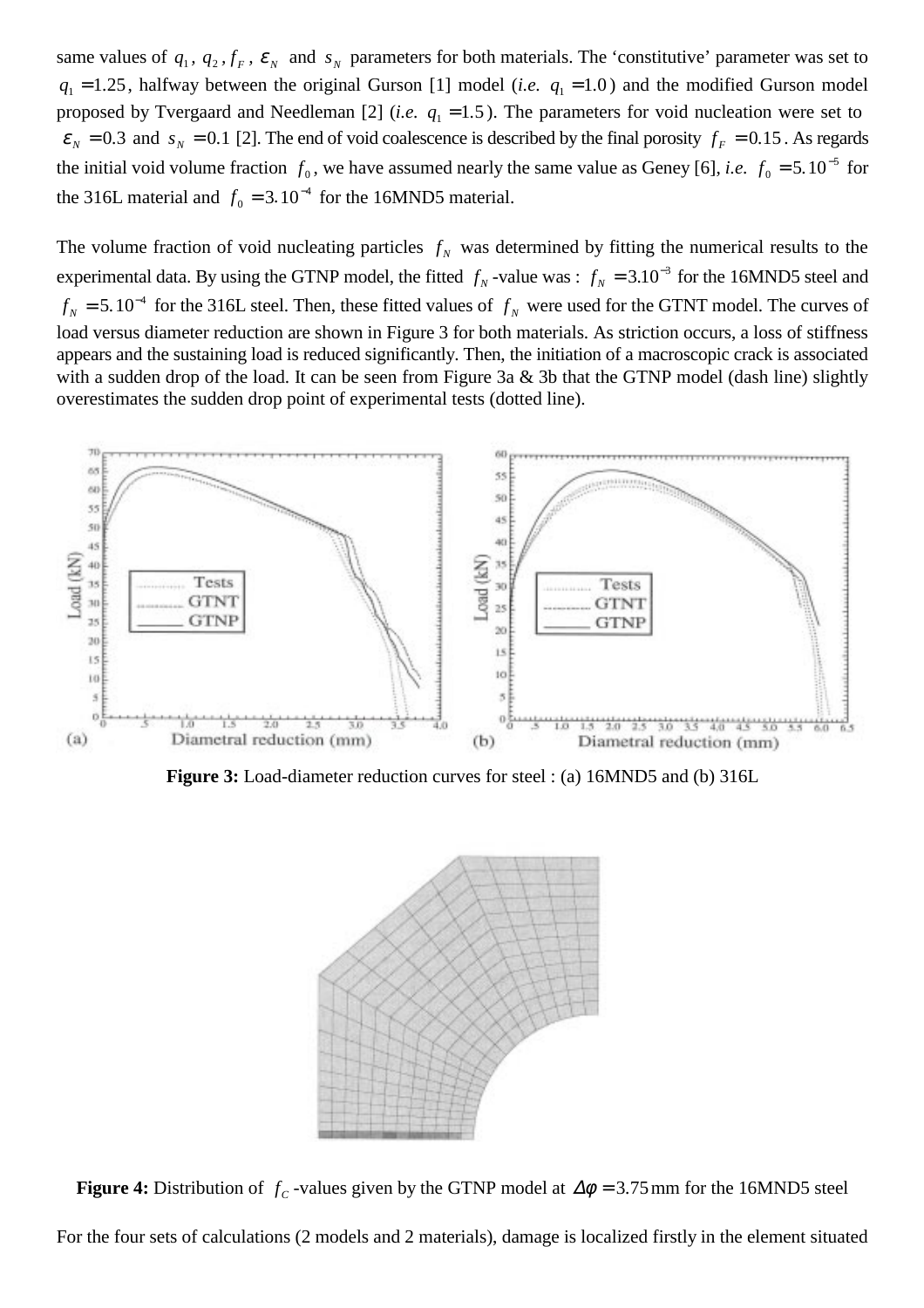same values of $q_1$, $q_2$, $f_F$, $\varepsilon_N$ and $s_N$ parameters for both materials. The 'constitutive' parameter was set to $q_1 = 1.25$, halfway between the original Gurson [1] model (*i.e.* $q_1 = 1.0$) and the modified Gurson model proposed by Tvergaard and Needleman [2] (*i.e.* $q_1 = 1.5$). The parameters for void nucleation were set to $\varepsilon_N = 0.3$ and $s_N = 0.1$ [2]. The end of void coalescence is described by the final porosity $f_F = 0.15$. As regards the initial void volume fraction $f_0$, we have assumed nearly the same value as Geney [6], *i.e.* $f_0 = 5.10^{-5}$ for the 316L material and $f_0 = 3.10^{-4}$ for the 16MND5 material.

The volume fraction of void nucleating particles $f_N$ was determined by fitting the numerical results to the experimental data. By using the GTNP model, the fitted $f_N$-value was : $f_N = 3.10^{-3}$ for the 16MND5 steel and $f_N = 5.10^{-4}$ for the 316L steel. Then, these fitted values of $f_N$ were used for the GTNT model. The curves of load versus diameter reduction are shown in Figure 3 for both materials. As striction occurs, a loss of stiffness appears and the sustaining load is reduced significantly. Then, the initiation of a macroscopic crack is associated with a sudden drop of the load. It can be seen from Figure 3a & 3b that the GTNP model (dash line) slightly overestimates the sudden drop point of experimental tests (dotted line).

**Figure 3:** Load-diameter reduction curves for steel : (a) 16MND5 and (b) 316L

**Figure 4:** Distribution of $f_C$-values given by the GTNP model at $\Delta\phi = 3.75$ mm for the 16MND5 steel

For the four sets of calculations (2 models and 2 materials), damage is localized firstly in the element situated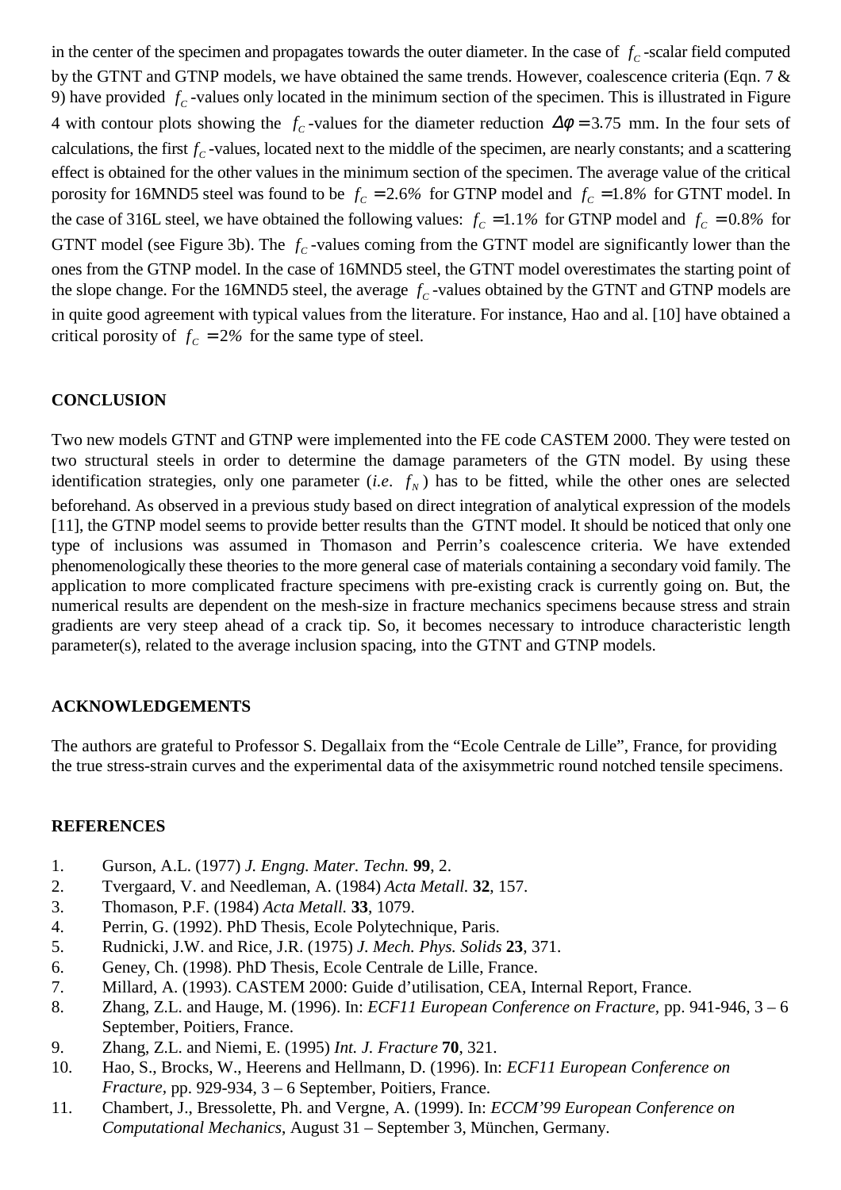in the center of the specimen and propagates towards the outer diameter. In the case of $f_C$-scalar field computed by the GTNT and GTNP models, we have obtained the same trends. However, coalescence criteria (Eqn. 7 & 9) have provided $f_C$-values only located in the minimum section of the specimen. This is illustrated in Figure 4 with contour plots showing the $f_C$-values for the diameter reduction $\Delta\phi = 3.75$ mm. In the four sets of calculations, the first $f_C$-values, located next to the middle of the specimen, are nearly constants; and a scattering effect is obtained for the other values in the minimum section of the specimen. The average value of the critical porosity for 16MND5 steel was found to be $f_C = 2.6\%$ for GTNP model and $f_C = 1.8\%$ for GTNT model. In the case of 316L steel, we have obtained the following values: $f_C = 1.1\%$ for GTNP model and $f_C = 0.8\%$ for GTNT model (see Figure 3b). The $f_C$-values coming from the GTNT model are significantly lower than the ones from the GTNP model. In the case of 16MND5 steel, the GTNT model overestimates the starting point of the slope change. For the 16MND5 steel, the average $f_C$-values obtained by the GTNT and GTNP models are in quite good agreement with typical values from the literature. For instance, Hao and al. [10] have obtained a critical porosity of $f_C = 2\%$ for the same type of steel.

## CONCLUSION

Two new models GTNT and GTNP were implemented into the FE code CASTEM 2000. They were tested on two structural steels in order to determine the damage parameters of the GTN model. By using these identification strategies, only one parameter (*i.e.* $f_N$) has to be fitted, while the other ones are selected beforehand. As observed in a previous study based on direct integration of analytical expression of the models [11], the GTNP model seems to provide better results than the GTNT model. It should be noticed that only one type of inclusions was assumed in Thomason and Perrin's coalescence criteria. We have extended phenomenologically these theories to the more general case of materials containing a secondary void family. The application to more complicated fracture specimens with pre-existing crack is currently going on. But, the numerical results are dependent on the mesh-size in fracture mechanics specimens because stress and strain gradients are very steep ahead of a crack tip. So, it becomes necessary to introduce characteristic length parameter(s), related to the average inclusion spacing, into the GTNT and GTNP models.

## ACKNOWLEDGEMENTS

The authors are grateful to Professor S. Degallaix from the "Ecole Centrale de Lille", France, for providing the true stress-strain curves and the experimental data of the axisymmetric round notched tensile specimens.

## REFERENCES

1. Gurson, A.L. (1977) *J. Engng. Mater. Techn.* **99**, 2.
2. Tvergaard, V. and Needleman, A. (1984) *Acta Metall.* **32**, 157.
3. Thomason, P.F. (1984) *Acta Metall.* **33**, 1079.
4. Perrin, G. (1992). PhD Thesis, Ecole Polytechnique, Paris.
5. Rudnicki, J.W. and Rice, J.R. (1975) *J. Mech. Phys. Solids* **23**, 371.
6. Geney, Ch. (1998). PhD Thesis, Ecole Centrale de Lille, France.
7. Millard, A. (1993). CASTEM 2000: Guide d'utilisation, CEA, Internal Report, France.
8. Zhang, Z.L. and Hauge, M. (1996). In: *ECF11 European Conference on Fracture,* pp. 941-946, 3 – 6 September, Poitiers, France.
9. Zhang, Z.L. and Niemi, E. (1995) *Int. J. Fracture* **70**, 321.
10. Hao, S., Brocks, W., Heerens and Hellmann, D. (1996). In: *ECF11 European Conference on Fracture,* pp. 929-934, 3 – 6 September, Poitiers, France.
11. Chambert, J., Bressolette, Ph. and Vergne, A. (1999). In: *ECCM'99 European Conference on Computational Mechanics,* August 31 – September 3, München, Germany.